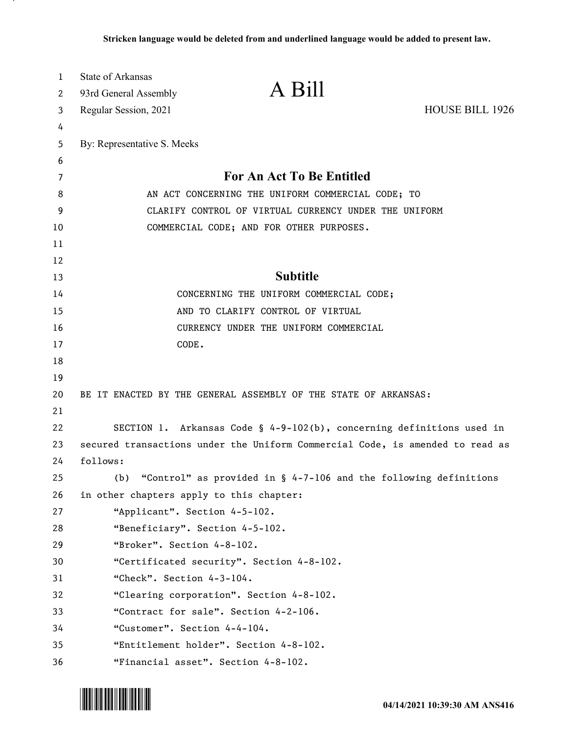Stricken language would be deleted from and underlined language would be added to present law.

State of Arkansas
93rd General Assembly
Regular Session, 2021

# A Bill

HOUSE BILL 1926

By: Representative S. Meeks

## For An Act To Be Entitled

AN ACT CONCERNING THE UNIFORM COMMERCIAL CODE; TO CLARIFY CONTROL OF VIRTUAL CURRENCY UNDER THE UNIFORM COMMERCIAL CODE; AND FOR OTHER PURPOSES.

## Subtitle

CONCERNING THE UNIFORM COMMERCIAL CODE; AND TO CLARIFY CONTROL OF VIRTUAL CURRENCY UNDER THE UNIFORM COMMERCIAL CODE.

BE IT ENACTED BY THE GENERAL ASSEMBLY OF THE STATE OF ARKANSAS:

SECTION 1. Arkansas Code § 4-9-102(b), concerning definitions used in secured transactions under the Uniform Commercial Code, is amended to read as follows:

(b) "Control" as provided in § 4-7-106 and the following definitions in other chapters apply to this chapter:

"Applicant". Section 4-5-102.

"Beneficiary". Section 4-5-102.

"Broker". Section 4-8-102.

"Certificated security". Section 4-8-102.

"Check". Section 4-3-104.

"Clearing corporation". Section 4-8-102.

"Contract for sale". Section 4-2-106.

"Customer". Section 4-4-104.

"Entitlement holder". Section 4-8-102.

"Financial asset". Section 4-8-102.

04/14/2021 10:39:30 AM ANS416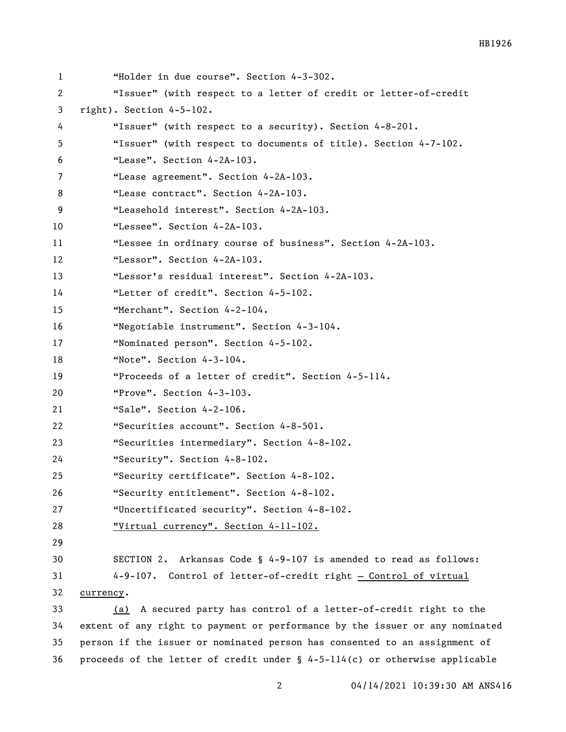"Holder in due course". Section 4-3-302.

"Issuer" (with respect to a letter of credit or letter-of-credit right). Section 4-5-102.

"Issuer" (with respect to a security). Section 4-8-201.

"Issuer" (with respect to documents of title). Section 4-7-102.

"Lease". Section 4-2A-103.

"Lease agreement". Section 4-2A-103.

"Lease contract". Section 4-2A-103.

"Leasehold interest". Section 4-2A-103.

"Lessee". Section 4-2A-103.

"Lessee in ordinary course of business". Section 4-2A-103.

"Lessor". Section 4-2A-103.

"Lessor's residual interest". Section 4-2A-103.

"Letter of credit". Section 4-5-102.

"Merchant". Section 4-2-104.

"Negotiable instrument". Section 4-3-104.

"Nominated person". Section 4-5-102.

"Note". Section 4-3-104.

"Proceeds of a letter of credit". Section 4-5-114.

"Prove". Section 4-3-103.

"Sale". Section 4-2-106.

"Securities account". Section 4-8-501.

"Securities intermediary". Section 4-8-102.

"Security". Section 4-8-102.

"Security certificate". Section 4-8-102.

"Security entitlement". Section 4-8-102.

"Uncertificated security". Section 4-8-102.

<u>"Virtual currency". Section 4-11-102.</u>

SECTION 2. Arkansas Code § 4-9-107 is amended to read as follows:

4-9-107. Control of letter-of-credit right <u>— Control of virtual currency</u>.

<u>(a)</u> A secured party has control of a letter-of-credit right to the extent of any right to payment or performance by the issuer or any nominated person if the issuer or nominated person has consented to an assignment of proceeds of the letter of credit under § 4-5-114(c) or otherwise applicable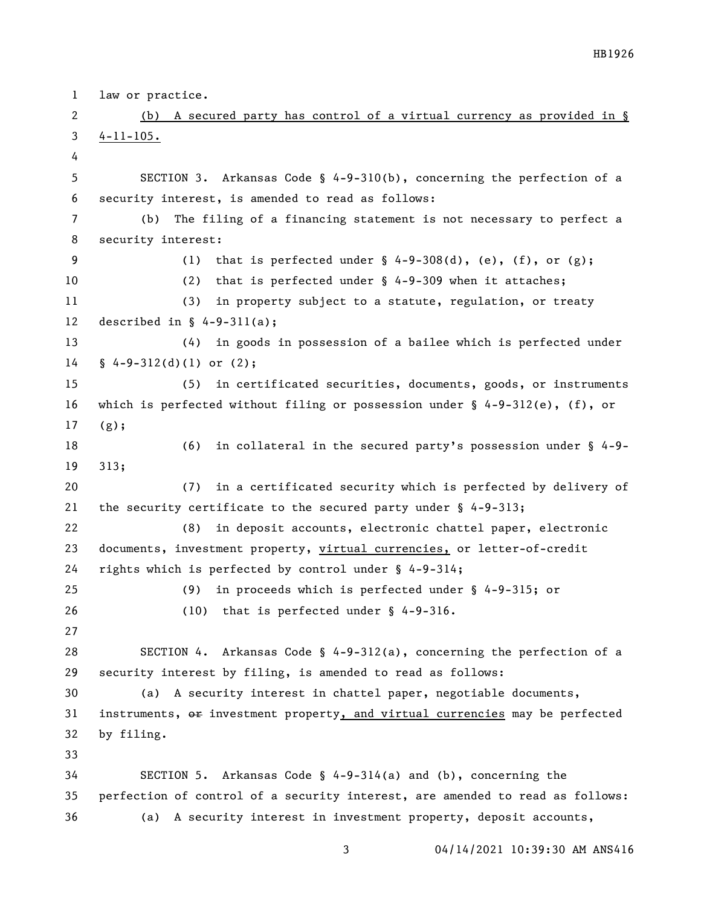law or practice.

(b) A secured party has control of a virtual currency as provided in § 4-11-105.

SECTION 3. Arkansas Code § 4-9-310(b), concerning the perfection of a security interest, is amended to read as follows:

(b) The filing of a financing statement is not necessary to perfect a security interest:

(1) that is perfected under § 4-9-308(d), (e), (f), or (g);

(2) that is perfected under § 4-9-309 when it attaches;

(3) in property subject to a statute, regulation, or treaty described in § 4-9-311(a);

(4) in goods in possession of a bailee which is perfected under § 4-9-312(d)(1) or (2);

(5) in certificated securities, documents, goods, or instruments which is perfected without filing or possession under § 4-9-312(e), (f), or (g);

(6) in collateral in the secured party's possession under § 4-9-313;

(7) in a certificated security which is perfected by delivery of the security certificate to the secured party under § 4-9-313;

(8) in deposit accounts, electronic chattel paper, electronic documents, investment property, virtual currencies, or letter-of-credit rights which is perfected by control under § 4-9-314;

(9) in proceeds which is perfected under § 4-9-315; or

(10) that is perfected under § 4-9-316.

SECTION 4. Arkansas Code § 4-9-312(a), concerning the perfection of a security interest by filing, is amended to read as follows:

(a) A security interest in chattel paper, negotiable documents, instruments, ~~or~~ investment property, and virtual currencies may be perfected by filing.

SECTION 5. Arkansas Code § 4-9-314(a) and (b), concerning the perfection of control of a security interest, are amended to read as follows:

(a) A security interest in investment property, deposit accounts,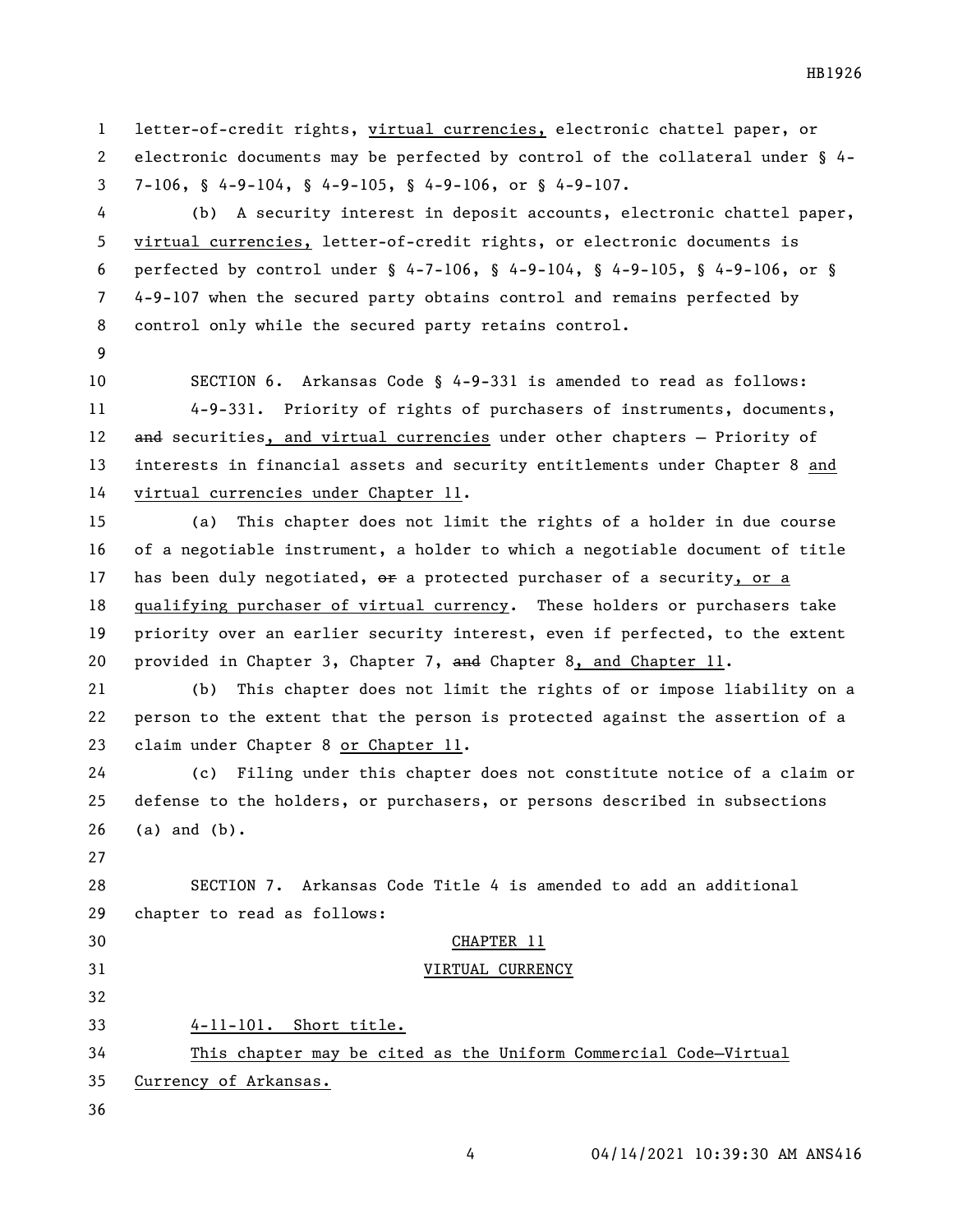letter-of-credit rights, virtual currencies, electronic chattel paper, or electronic documents may be perfected by control of the collateral under § 4-7-106, § 4-9-104, § 4-9-105, § 4-9-106, or § 4-9-107.

(b) A security interest in deposit accounts, electronic chattel paper, virtual currencies, letter-of-credit rights, or electronic documents is perfected by control under § 4-7-106, § 4-9-104, § 4-9-105, § 4-9-106, or § 4-9-107 when the secured party obtains control and remains perfected by control only while the secured party retains control.

SECTION 6. Arkansas Code § 4-9-331 is amended to read as follows:

4-9-331. Priority of rights of purchasers of instruments, documents, ~~and~~ securities, and virtual currencies under other chapters — Priority of interests in financial assets and security entitlements under Chapter 8 and virtual currencies under Chapter 11.

(a) This chapter does not limit the rights of a holder in due course of a negotiable instrument, a holder to which a negotiable document of title has been duly negotiated, ~~or~~ a protected purchaser of a security, or a qualifying purchaser of virtual currency. These holders or purchasers take priority over an earlier security interest, even if perfected, to the extent provided in Chapter 3, Chapter 7, ~~and~~ Chapter 8, and Chapter 11.

(b) This chapter does not limit the rights of or impose liability on a person to the extent that the person is protected against the assertion of a claim under Chapter 8 or Chapter 11.

(c) Filing under this chapter does not constitute notice of a claim or defense to the holders, or purchasers, or persons described in subsections (a) and (b).

SECTION 7. Arkansas Code Title 4 is amended to add an additional chapter to read as follows:

CHAPTER 11

VIRTUAL CURRENCY

4-11-101. Short title.

This chapter may be cited as the Uniform Commercial Code—Virtual Currency of Arkansas.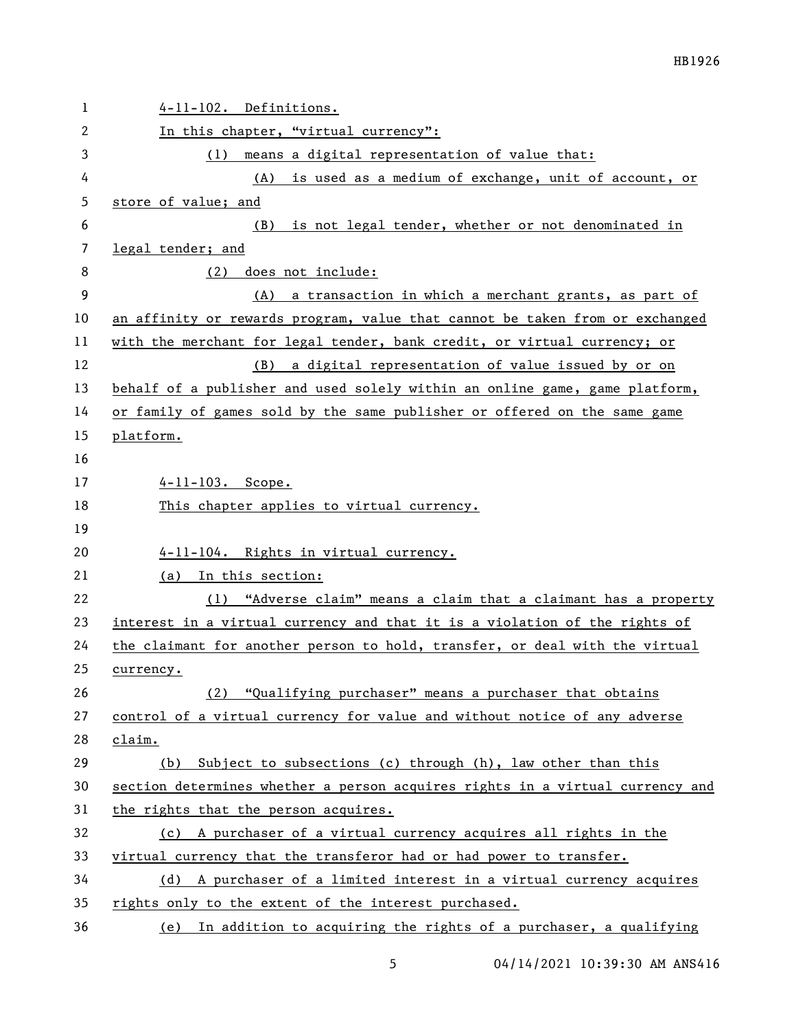4-11-102. Definitions.

In this chapter, "virtual currency":

(1) means a digital representation of value that:

(A) is used as a medium of exchange, unit of account, or store of value; and

(B) is not legal tender, whether or not denominated in legal tender; and

(2) does not include:

(A) a transaction in which a merchant grants, as part of an affinity or rewards program, value that cannot be taken from or exchanged with the merchant for legal tender, bank credit, or virtual currency; or

(B) a digital representation of value issued by or on behalf of a publisher and used solely within an online game, game platform, or family of games sold by the same publisher or offered on the same game platform.

4-11-103. Scope.

This chapter applies to virtual currency.

4-11-104. Rights in virtual currency.

(a) In this section:

(1) "Adverse claim" means a claim that a claimant has a property interest in a virtual currency and that it is a violation of the rights of the claimant for another person to hold, transfer, or deal with the virtual currency.

(2) "Qualifying purchaser" means a purchaser that obtains control of a virtual currency for value and without notice of any adverse claim.

(b) Subject to subsections (c) through (h), law other than this section determines whether a person acquires rights in a virtual currency and the rights that the person acquires.

(c) A purchaser of a virtual currency acquires all rights in the virtual currency that the transferor had or had power to transfer.

(d) A purchaser of a limited interest in a virtual currency acquires rights only to the extent of the interest purchased.

(e) In addition to acquiring the rights of a purchaser, a qualifying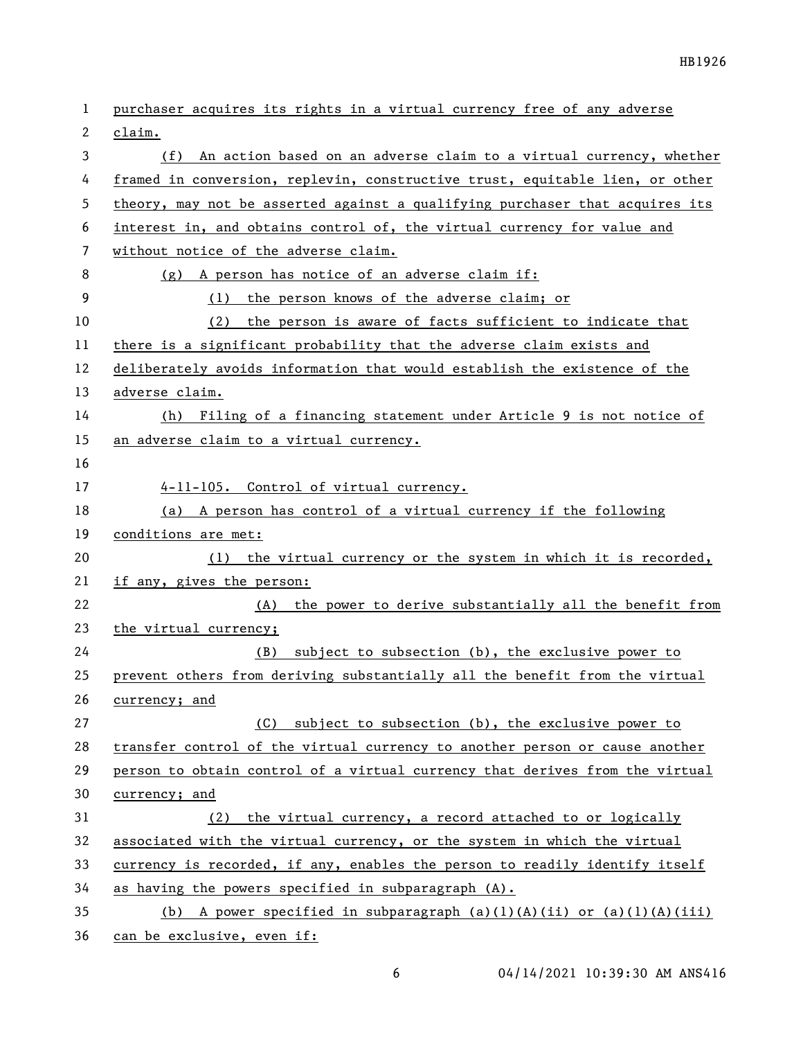purchaser acquires its rights in a virtual currency free of any adverse claim.

(f) An action based on an adverse claim to a virtual currency, whether framed in conversion, replevin, constructive trust, equitable lien, or other theory, may not be asserted against a qualifying purchaser that acquires its interest in, and obtains control of, the virtual currency for value and without notice of the adverse claim.

(g) A person has notice of an adverse claim if:

(1) the person knows of the adverse claim; or

(2) the person is aware of facts sufficient to indicate that there is a significant probability that the adverse claim exists and deliberately avoids information that would establish the existence of the adverse claim.

(h) Filing of a financing statement under Article 9 is not notice of an adverse claim to a virtual currency.

4-11-105. Control of virtual currency.

(a) A person has control of a virtual currency if the following conditions are met:

(1) the virtual currency or the system in which it is recorded, if any, gives the person:

(A) the power to derive substantially all the benefit from the virtual currency;

(B) subject to subsection (b), the exclusive power to prevent others from deriving substantially all the benefit from the virtual currency; and

(C) subject to subsection (b), the exclusive power to transfer control of the virtual currency to another person or cause another person to obtain control of a virtual currency that derives from the virtual currency; and

(2) the virtual currency, a record attached to or logically associated with the virtual currency, or the system in which the virtual currency is recorded, if any, enables the person to readily identify itself as having the powers specified in subparagraph (A).

(b) A power specified in subparagraph (a)(1)(A)(ii) or (a)(1)(A)(iii) can be exclusive, even if: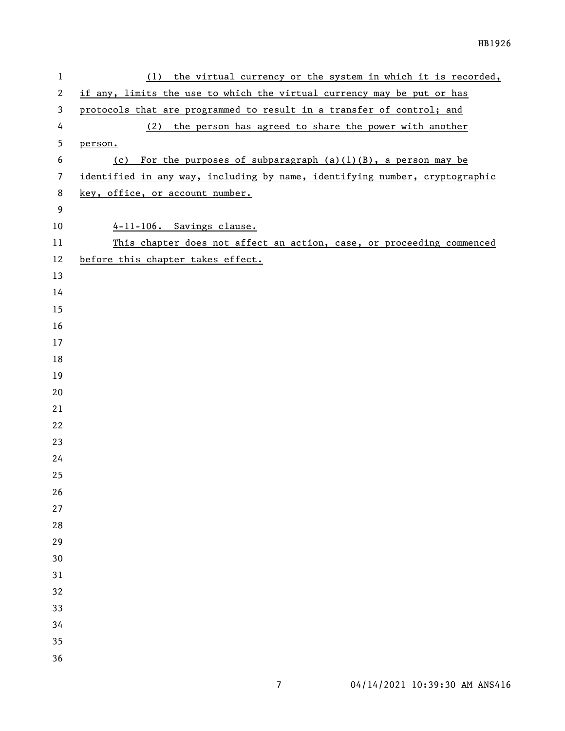(1) the virtual currency or the system in which it is recorded, if any, limits the use to which the virtual currency may be put or has protocols that are programmed to result in a transfer of control; and

(2) the person has agreed to share the power with another person.

(c) For the purposes of subparagraph (a)(1)(B), a person may be identified in any way, including by name, identifying number, cryptographic key, office, or account number.

4-11-106. Savings clause.

This chapter does not affect an action, case, or proceeding commenced before this chapter takes effect.